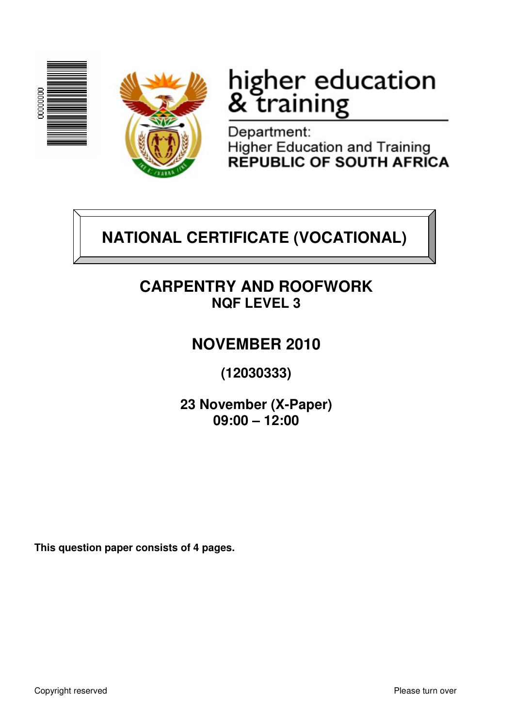higher education
& training

Department:
Higher Education and Training
**REPUBLIC OF SOUTH AFRICA**

# NATIONAL CERTIFICATE (VOCATIONAL)

## CARPENTRY AND ROOFWORK
**NQF LEVEL 3**

## NOVEMBER 2010

**(12030333)**

**23 November (X-Paper)**
**09:00 – 12:00**

**This question paper consists of 4 pages.**

Copyright reserved

Please turn over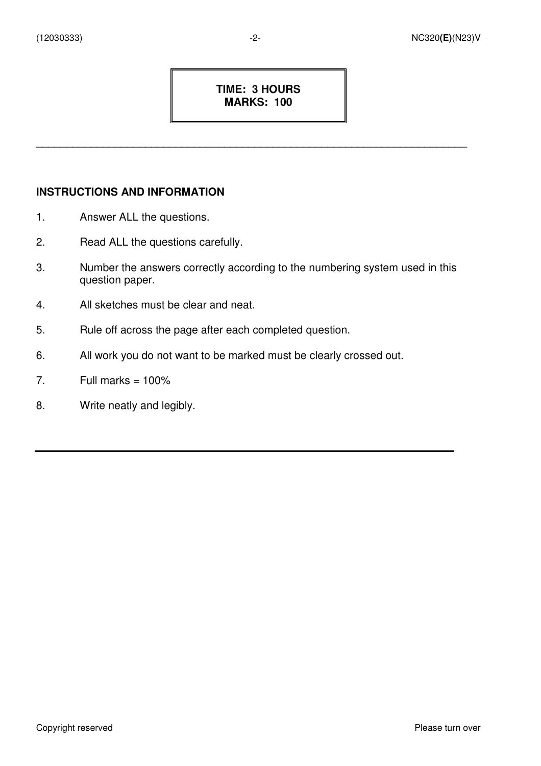**TIME: 3 HOURS**
**MARKS: 100**

---

## INSTRUCTIONS AND INFORMATION

1. Answer ALL the questions.
2. Read ALL the questions carefully.
3. Number the answers correctly according to the numbering system used in this question paper.
4. All sketches must be clear and neat.
5. Rule off across the page after each completed question.
6. All work you do not want to be marked must be clearly crossed out.
7. Full marks = 100%
8. Write neatly and legibly.

---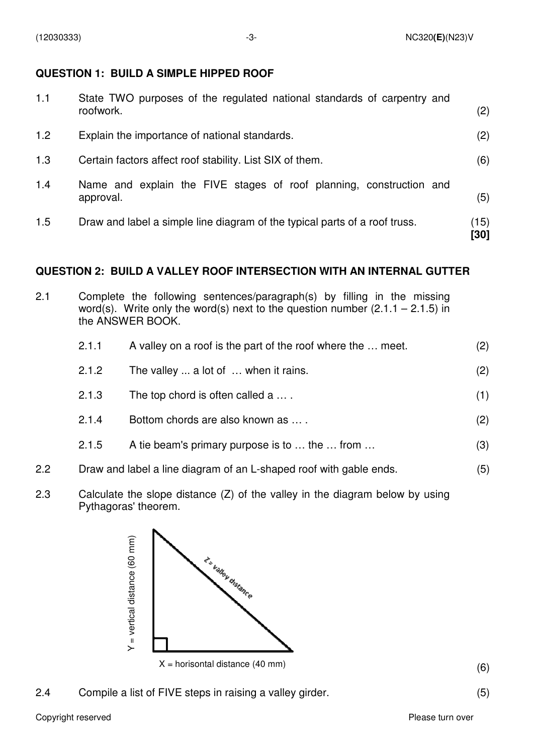## QUESTION 1: BUILD A SIMPLE HIPPED ROOF

| | | |
|---|---|---|
| 1.1 | State TWO purposes of the regulated national standards of carpentry and roofwork. | (2) |
| 1.2 | Explain the importance of national standards. | (2) |
| 1.3 | Certain factors affect roof stability. List SIX of them. | (6) |
| 1.4 | Name and explain the FIVE stages of roof planning, construction and approval. | (5) |
| 1.5 | Draw and label a simple line diagram of the typical parts of a roof truss. | (15) **[30]** |

## QUESTION 2: BUILD A VALLEY ROOF INTERSECTION WITH AN INTERNAL GUTTER

2.1 Complete the following sentences/paragraph(s) by filling in the missing word(s). Write only the word(s) next to the question number (2.1.1 – 2.1.5) in the ANSWER BOOK.

| | | |
|---|---|---|
| 2.1.1 | A valley on a roof is the part of the roof where the … meet. | (2) |
| 2.1.2 | The valley ... a lot of … when it rains. | (2) |
| 2.1.3 | The top chord is often called a … . | (1) |
| 2.1.4 | Bottom chords are also known as … . | (2) |
| 2.1.5 | A tie beam's primary purpose is to … the … from … | (3) |

2.2 Draw and label a line diagram of an L-shaped roof with gable ends. (5)

2.3 Calculate the slope distance (Z) of the valley in the diagram below by using Pythagoras' theorem.

Y = vertical distance (60 mm)

Z = valley distance

X = horisontal distance (40 mm)

(6)

2.4 Compile a list of FIVE steps in raising a valley girder. (5)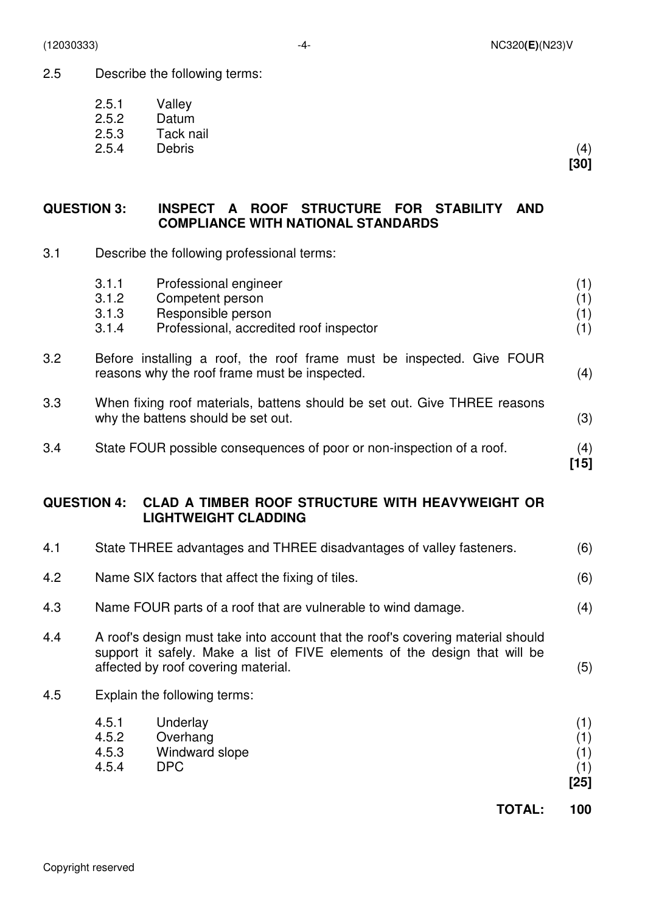2.5 Describe the following terms:

- 2.5.1 Valley
- 2.5.2 Datum
- 2.5.3 Tack nail
- 2.5.4 Debris (4)

**[30]**

## QUESTION 3: INSPECT A ROOF STRUCTURE FOR STABILITY AND COMPLIANCE WITH NATIONAL STANDARDS

3.1 Describe the following professional terms:

- 3.1.1 Professional engineer (1)
- 3.1.2 Competent person (1)
- 3.1.3 Responsible person (1)
- 3.1.4 Professional, accredited roof inspector (1)

3.2 Before installing a roof, the roof frame must be inspected. Give FOUR reasons why the roof frame must be inspected. (4)

3.3 When fixing roof materials, battens should be set out. Give THREE reasons why the battens should be set out. (3)

3.4 State FOUR possible consequences of poor or non-inspection of a roof. (4)

**[15]**

## QUESTION 4: CLAD A TIMBER ROOF STRUCTURE WITH HEAVYWEIGHT OR LIGHTWEIGHT CLADDING

4.1 State THREE advantages and THREE disadvantages of valley fasteners. (6)

4.2 Name SIX factors that affect the fixing of tiles. (6)

4.3 Name FOUR parts of a roof that are vulnerable to wind damage. (4)

4.4 A roof's design must take into account that the roof's covering material should support it safely. Make a list of FIVE elements of the design that will be affected by roof covering material. (5)

4.5 Explain the following terms:

- 4.5.1 Underlay (1)
- 4.5.2 Overhang (1)
- 4.5.3 Windward slope (1)
- 4.5.4 DPC (1)

**[25]**

**TOTAL: 100**